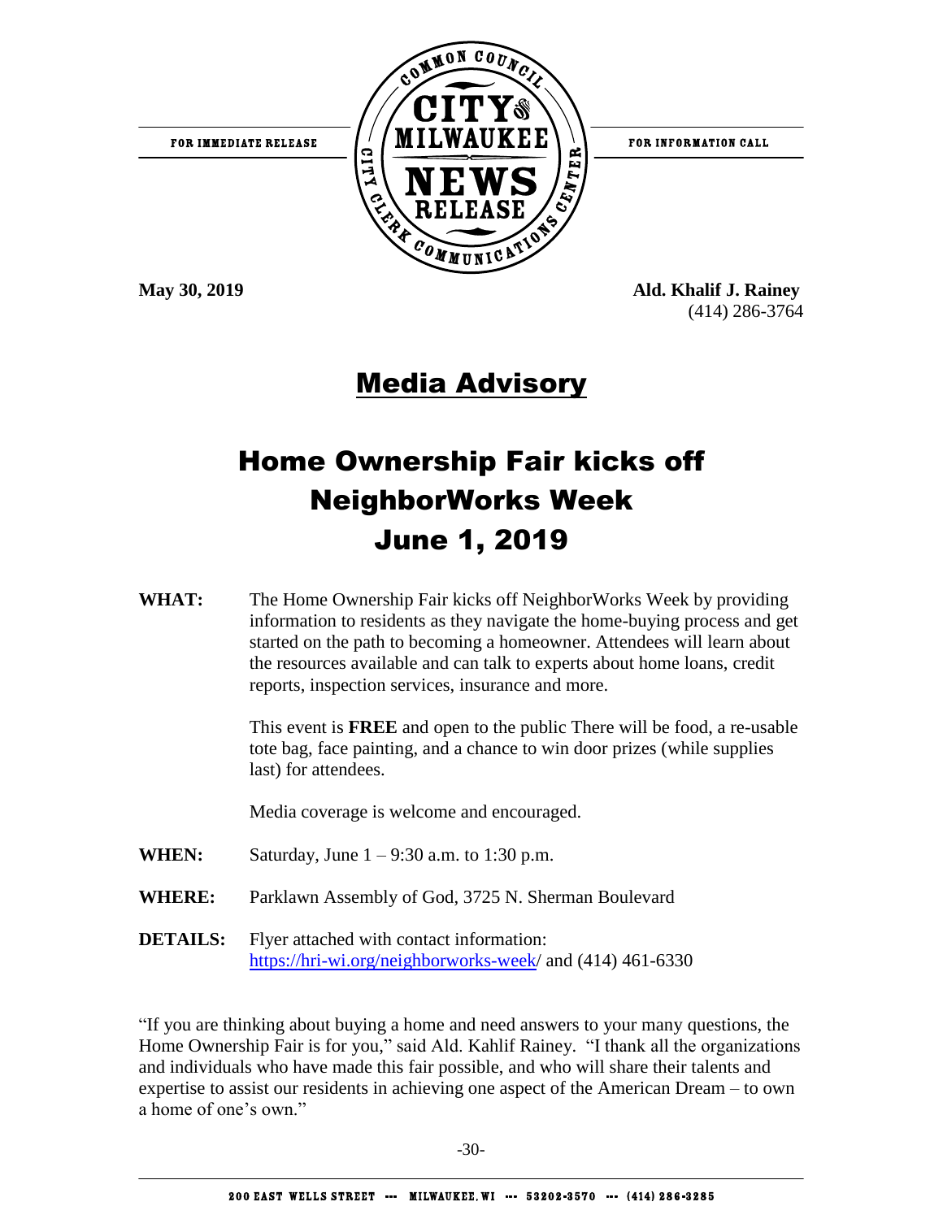FOR IMMEDIATE RELEASE

COMMON COUNCIL CITY OF MILWAUKEE NEWS RELEASE — CITY CLERK COMMUNICATIONS CENTER

FOR INFORMATION CALL

**May 30, 2019**

**Ald. Khalif J. Rainey**
(414) 286-3764

# Media Advisory

# Home Ownership Fair kicks off NeighborWorks Week June 1, 2019

**WHAT:** The Home Ownership Fair kicks off NeighborWorks Week by providing information to residents as they navigate the home-buying process and get started on the path to becoming a homeowner. Attendees will learn about the resources available and can talk to experts about home loans, credit reports, inspection services, insurance and more.

This event is **FREE** and open to the public There will be food, a re-usable tote bag, face painting, and a chance to win door prizes (while supplies last) for attendees.

Media coverage is welcome and encouraged.

**WHEN:** Saturday, June 1 – 9:30 a.m. to 1:30 p.m.

**WHERE:** Parklawn Assembly of God, 3725 N. Sherman Boulevard

**DETAILS:** Flyer attached with contact information: https://hri-wi.org/neighborworks-week/ and (414) 461-6330

"If you are thinking about buying a home and need answers to your many questions, the Home Ownership Fair is for you," said Ald. Kahlif Rainey. "I thank all the organizations and individuals who have made this fair possible, and who will share their talents and expertise to assist our residents in achieving one aspect of the American Dream – to own a home of one's own."

-30-

200 EAST WELLS STREET --- MILWAUKEE, WI --- 53202-3570 --- (414) 286-3285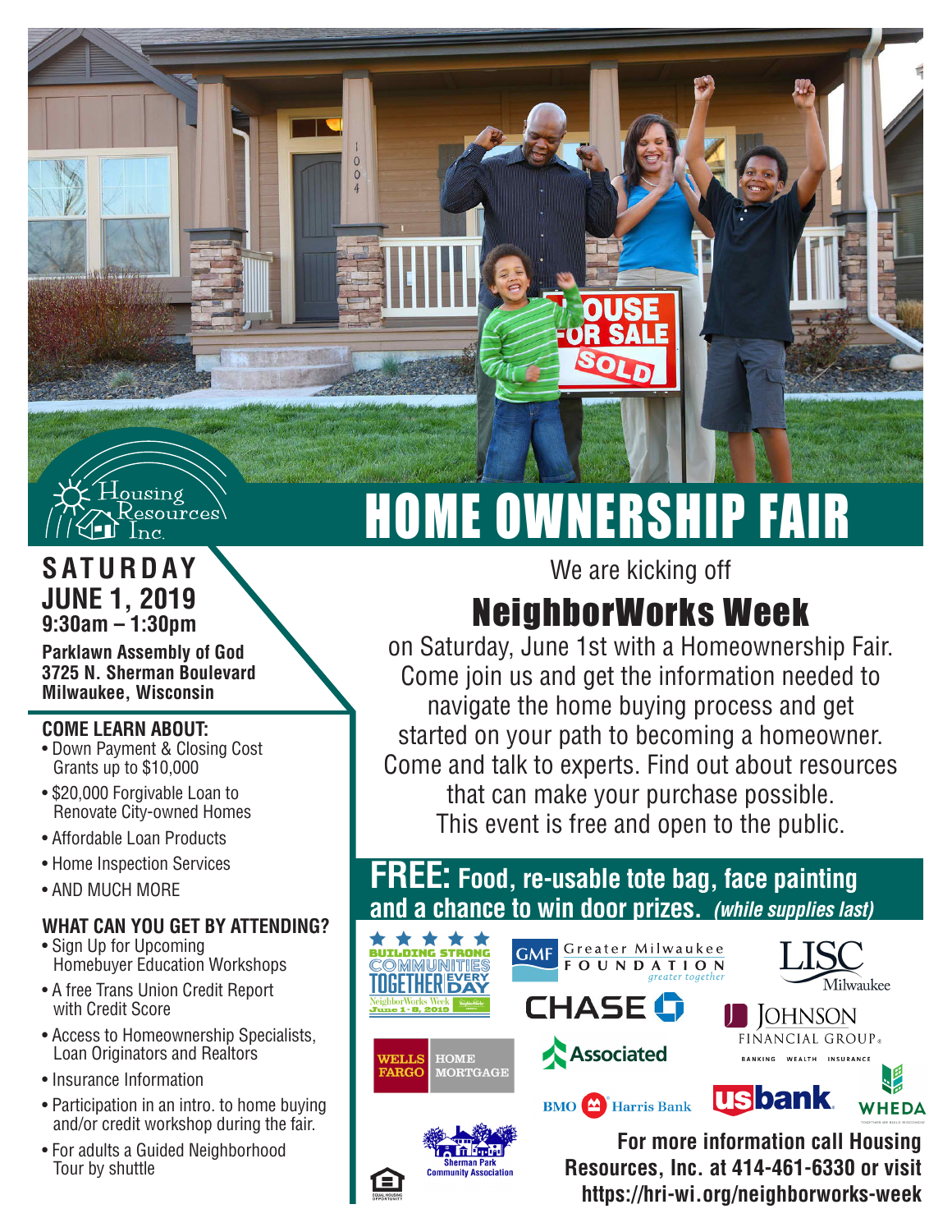Housing Resources Inc.

# HOME OWNERSHIP FAIR

**SATURDAY**
**JUNE 1, 2019**
**9:30am – 1:30pm**

**Parklawn Assembly of God**
**3725 N. Sherman Boulevard**
**Milwaukee, Wisconsin**

### COME LEARN ABOUT:

- Down Payment & Closing Cost Grants up to $10,000
- $20,000 Forgivable Loan to Renovate City-owned Homes
- Affordable Loan Products
- Home Inspection Services
- AND MUCH MORE

### WHAT CAN YOU GET BY ATTENDING?

- Sign Up for Upcoming Homebuyer Education Workshops
- A free Trans Union Credit Report with Credit Score
- Access to Homeownership Specialists, Loan Originators and Realtors
- Insurance Information
- Participation in an intro. to home buying and/or credit workshop during the fair.
- For adults a Guided Neighborhood Tour by shuttle

We are kicking off

## NeighborWorks Week

on Saturday, June 1st with a Homeownership Fair. Come join us and get the information needed to navigate the home buying process and get started on your path to becoming a homeowner. Come and talk to experts. Find out about resources that can make your purchase possible. This event is free and open to the public.

**FREE: Food, re-usable tote bag, face painting and a chance to win door prizes.** ***(while supplies last)***

BUILDING STRONG COMMUNITIES TOGETHER EVERY DAY — NeighborWorks Week June 1-8, 2019

GMF Greater Milwaukee Foundation — greater together

LISC Milwaukee

CHASE

Johnson Financial Group — Banking Wealth Insurance

Wells Fargo Home Mortgage

Associated

BMO Harris Bank

usbank

WHEDA

Sherman Park Community Association

Equal Housing Opportunity

**For more information call Housing Resources, Inc. at 414-461-6330 or visit https://hri-wi.org/neighborworks-week**